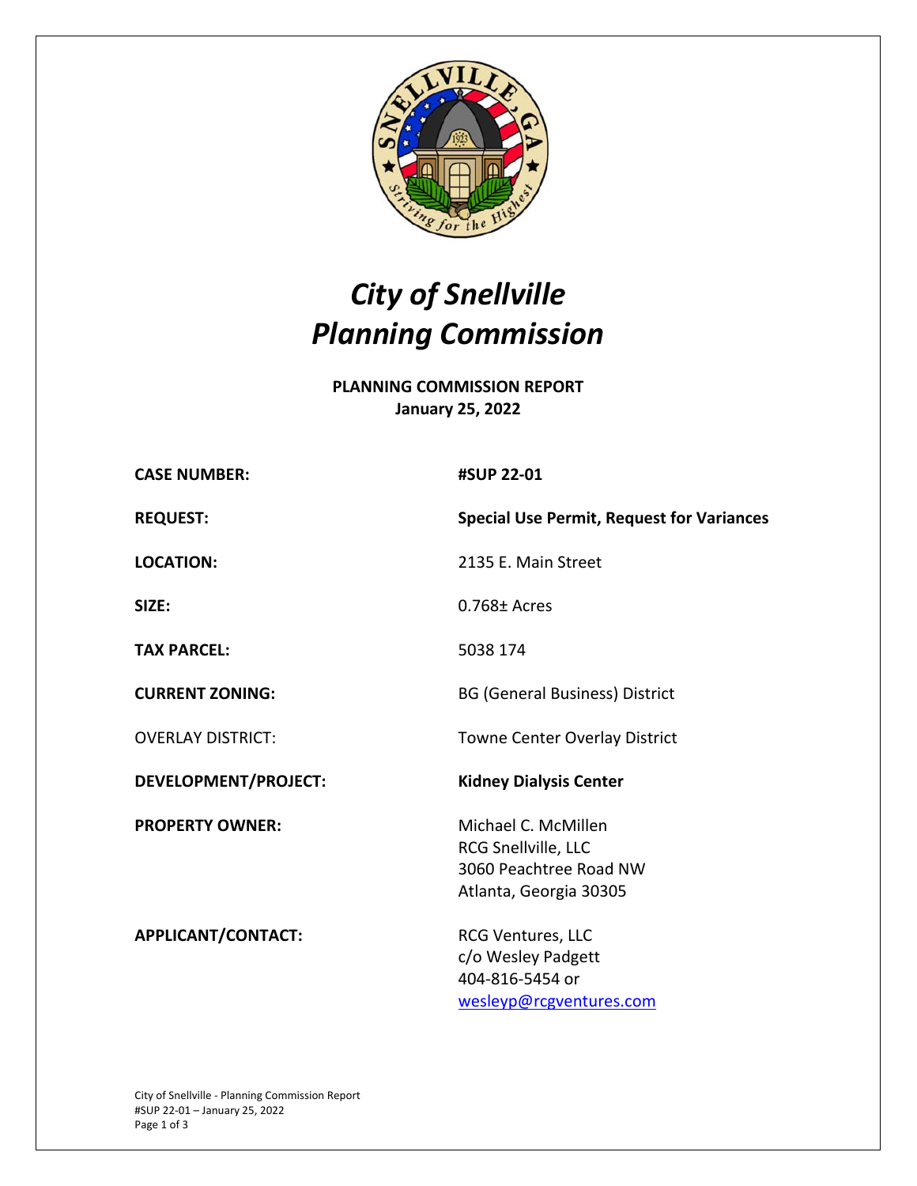# *City of Snellville*
# *Planning Commission*

**PLANNING COMMISSION REPORT**
**January 25, 2022**

| | |
|---|---|
| **CASE NUMBER:** | **#SUP 22-01** |
| **REQUEST:** | **Special Use Permit, Request for Variances** |
| **LOCATION:** | 2135 E. Main Street |
| **SIZE:** | 0.768± Acres |
| **TAX PARCEL:** | 5038 174 |
| **CURRENT ZONING:** | BG (General Business) District |
| OVERLAY DISTRICT: | Towne Center Overlay District |
| **DEVELOPMENT/PROJECT:** | **Kidney Dialysis Center** |
| **PROPERTY OWNER:** | Michael C. McMillen<br>RCG Snellville, LLC<br>3060 Peachtree Road NW<br>Atlanta, Georgia 30305 |
| **APPLICANT/CONTACT:** | RCG Ventures, LLC<br>c/o Wesley Padgett<br>404-816-5454 or<br>wesleyp@rcgventures.com |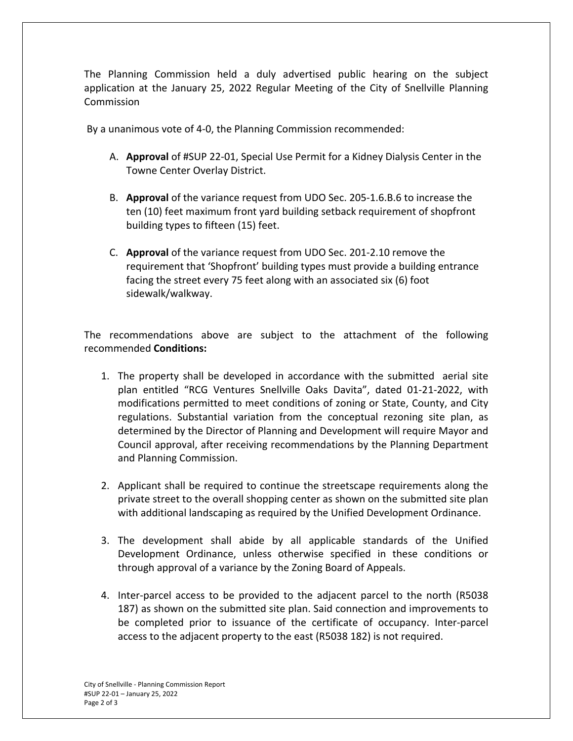The Planning Commission held a duly advertised public hearing on the subject application at the January 25, 2022 Regular Meeting of the City of Snellville Planning Commission

By a unanimous vote of 4-0, the Planning Commission recommended:

A. **Approval** of #SUP 22-01, Special Use Permit for a Kidney Dialysis Center in the Towne Center Overlay District.

B. **Approval** of the variance request from UDO Sec. 205-1.6.B.6 to increase the ten (10) feet maximum front yard building setback requirement of shopfront building types to fifteen (15) feet.

C. **Approval** of the variance request from UDO Sec. 201-2.10 remove the requirement that 'Shopfront' building types must provide a building entrance facing the street every 75 feet along with an associated six (6) foot sidewalk/walkway.

The recommendations above are subject to the attachment of the following recommended **Conditions:**

1. The property shall be developed in accordance with the submitted aerial site plan entitled "RCG Ventures Snellville Oaks Davita", dated 01-21-2022, with modifications permitted to meet conditions of zoning or State, County, and City regulations. Substantial variation from the conceptual rezoning site plan, as determined by the Director of Planning and Development will require Mayor and Council approval, after receiving recommendations by the Planning Department and Planning Commission.

2. Applicant shall be required to continue the streetscape requirements along the private street to the overall shopping center as shown on the submitted site plan with additional landscaping as required by the Unified Development Ordinance.

3. The development shall abide by all applicable standards of the Unified Development Ordinance, unless otherwise specified in these conditions or through approval of a variance by the Zoning Board of Appeals.

4. Inter-parcel access to be provided to the adjacent parcel to the north (R5038 187) as shown on the submitted site plan. Said connection and improvements to be completed prior to issuance of the certificate of occupancy. Inter-parcel access to the adjacent property to the east (R5038 182) is not required.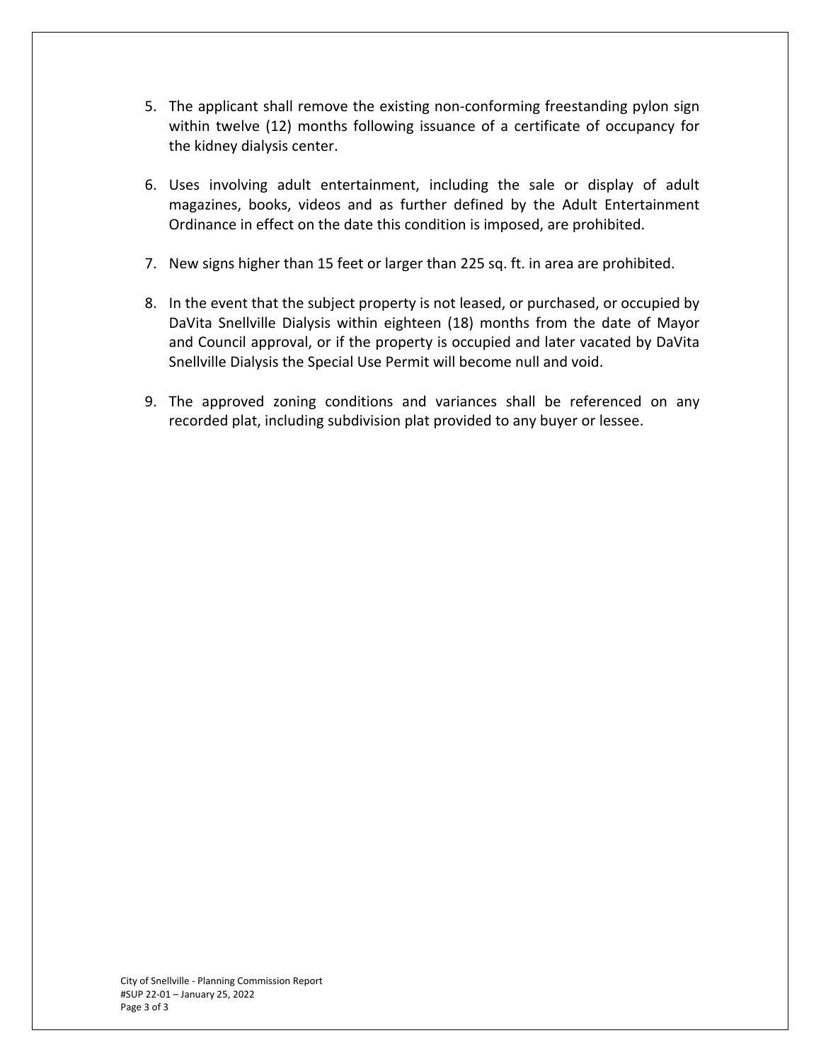5. The applicant shall remove the existing non-conforming freestanding pylon sign within twelve (12) months following issuance of a certificate of occupancy for the kidney dialysis center.

6. Uses involving adult entertainment, including the sale or display of adult magazines, books, videos and as further defined by the Adult Entertainment Ordinance in effect on the date this condition is imposed, are prohibited.

7. New signs higher than 15 feet or larger than 225 sq. ft. in area are prohibited.

8. In the event that the subject property is not leased, or purchased, or occupied by DaVita Snellville Dialysis within eighteen (18) months from the date of Mayor and Council approval, or if the property is occupied and later vacated by DaVita Snellville Dialysis the Special Use Permit will become null and void.

9. The approved zoning conditions and variances shall be referenced on any recorded plat, including subdivision plat provided to any buyer or lessee.